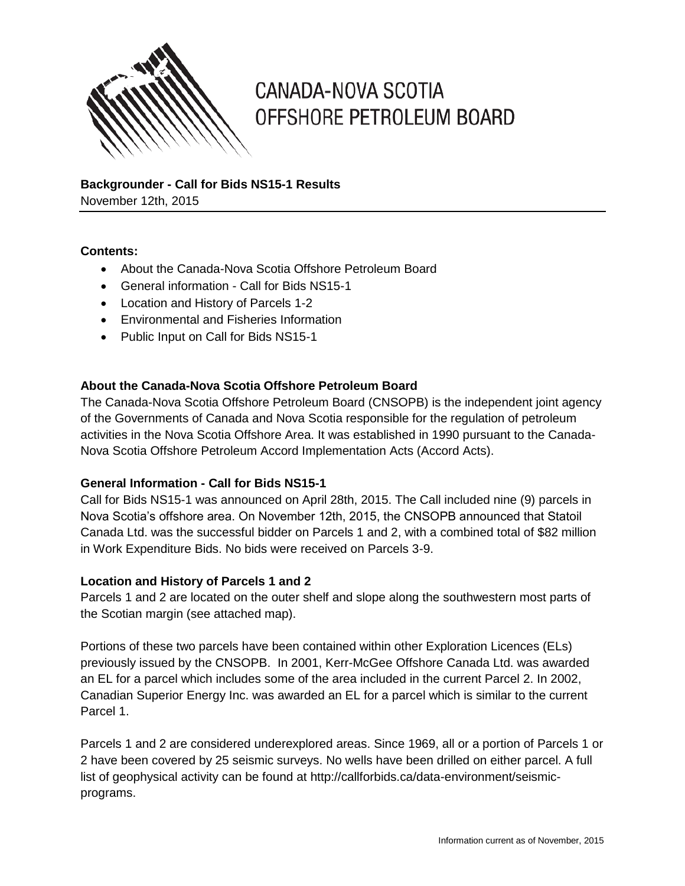# CANADA-NOVA SCOTIA OFFSHORE PETROLEUM BOARD

**Backgrounder - Call for Bids NS15-1 Results**
November 12th, 2015

**Contents:**

- About the Canada-Nova Scotia Offshore Petroleum Board
- General information - Call for Bids NS15-1
- Location and History of Parcels 1-2
- Environmental and Fisheries Information
- Public Input on Call for Bids NS15-1

## About the Canada-Nova Scotia Offshore Petroleum Board

The Canada-Nova Scotia Offshore Petroleum Board (CNSOPB) is the independent joint agency of the Governments of Canada and Nova Scotia responsible for the regulation of petroleum activities in the Nova Scotia Offshore Area. It was established in 1990 pursuant to the Canada-Nova Scotia Offshore Petroleum Accord Implementation Acts (Accord Acts).

## General Information - Call for Bids NS15-1

Call for Bids NS15-1 was announced on April 28th, 2015. The Call included nine (9) parcels in Nova Scotia's offshore area. On November 12th, 2015, the CNSOPB announced that Statoil Canada Ltd. was the successful bidder on Parcels 1 and 2, with a combined total of $82 million in Work Expenditure Bids. No bids were received on Parcels 3-9.

## Location and History of Parcels 1 and 2

Parcels 1 and 2 are located on the outer shelf and slope along the southwestern most parts of the Scotian margin (see attached map).

Portions of these two parcels have been contained within other Exploration Licences (ELs) previously issued by the CNSOPB. In 2001, Kerr-McGee Offshore Canada Ltd. was awarded an EL for a parcel which includes some of the area included in the current Parcel 2. In 2002, Canadian Superior Energy Inc. was awarded an EL for a parcel which is similar to the current Parcel 1.

Parcels 1 and 2 are considered underexplored areas. Since 1969, all or a portion of Parcels 1 or 2 have been covered by 25 seismic surveys. No wells have been drilled on either parcel. A full list of geophysical activity can be found at http://callforbids.ca/data-environment/seismic-programs.

Information current as of November, 2015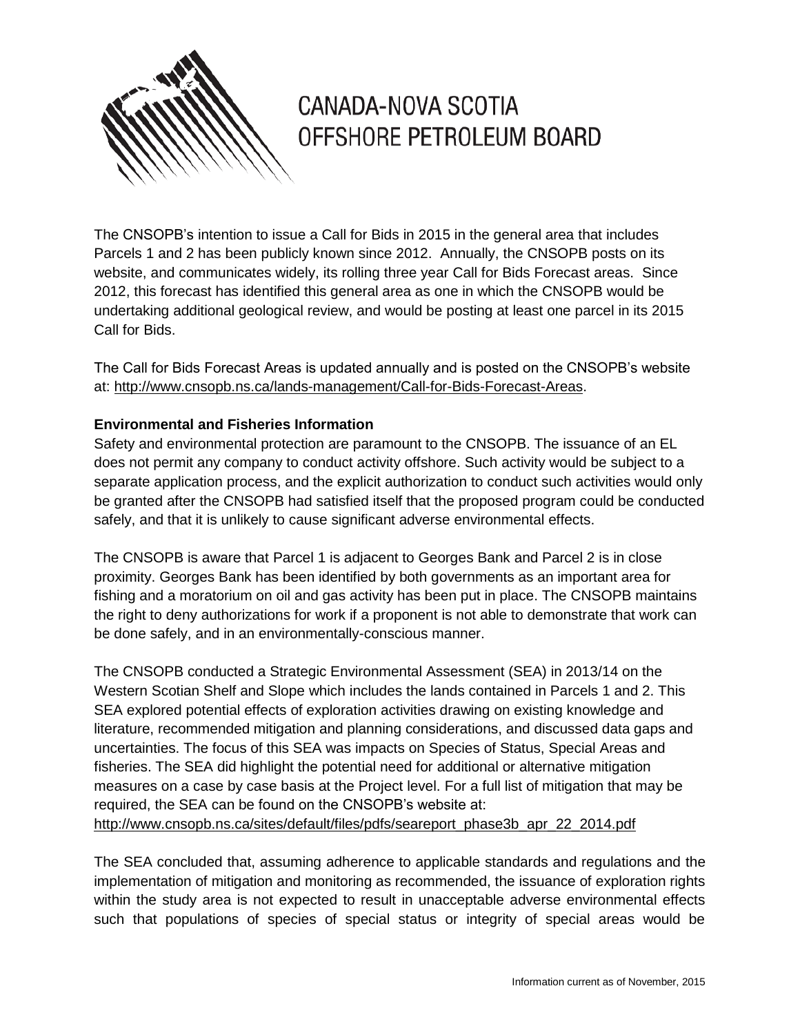# CANADA-NOVA SCOTIA OFFSHORE PETROLEUM BOARD

The CNSOPB's intention to issue a Call for Bids in 2015 in the general area that includes Parcels 1 and 2 has been publicly known since 2012. Annually, the CNSOPB posts on its website, and communicates widely, its rolling three year Call for Bids Forecast areas. Since 2012, this forecast has identified this general area as one in which the CNSOPB would be undertaking additional geological review, and would be posting at least one parcel in its 2015 Call for Bids.

The Call for Bids Forecast Areas is updated annually and is posted on the CNSOPB's website at: http://www.cnsopb.ns.ca/lands-management/Call-for-Bids-Forecast-Areas.

**Environmental and Fisheries Information**

Safety and environmental protection are paramount to the CNSOPB. The issuance of an EL does not permit any company to conduct activity offshore. Such activity would be subject to a separate application process, and the explicit authorization to conduct such activities would only be granted after the CNSOPB had satisfied itself that the proposed program could be conducted safely, and that it is unlikely to cause significant adverse environmental effects.

The CNSOPB is aware that Parcel 1 is adjacent to Georges Bank and Parcel 2 is in close proximity. Georges Bank has been identified by both governments as an important area for fishing and a moratorium on oil and gas activity has been put in place. The CNSOPB maintains the right to deny authorizations for work if a proponent is not able to demonstrate that work can be done safely, and in an environmentally-conscious manner.

The CNSOPB conducted a Strategic Environmental Assessment (SEA) in 2013/14 on the Western Scotian Shelf and Slope which includes the lands contained in Parcels 1 and 2. This SEA explored potential effects of exploration activities drawing on existing knowledge and literature, recommended mitigation and planning considerations, and discussed data gaps and uncertainties. The focus of this SEA was impacts on Species of Status, Special Areas and fisheries. The SEA did highlight the potential need for additional or alternative mitigation measures on a case by case basis at the Project level. For a full list of mitigation that may be required, the SEA can be found on the CNSOPB's website at: http://www.cnsopb.ns.ca/sites/default/files/pdfs/seareport_phase3b_apr_22_2014.pdf

The SEA concluded that, assuming adherence to applicable standards and regulations and the implementation of mitigation and monitoring as recommended, the issuance of exploration rights within the study area is not expected to result in unacceptable adverse environmental effects such that populations of species of special status or integrity of special areas would be

Information current as of November, 2015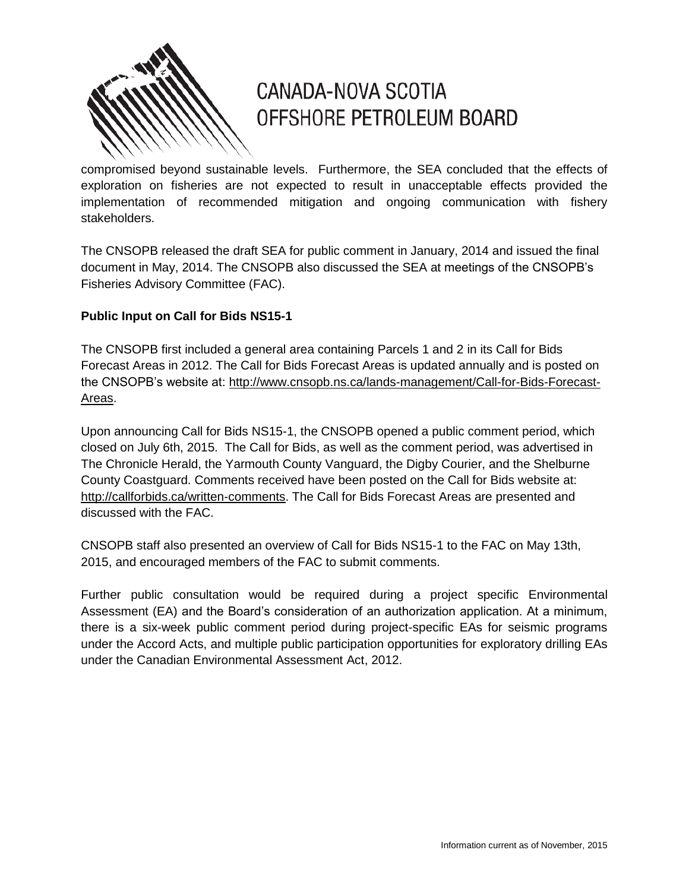compromised beyond sustainable levels. Furthermore, the SEA concluded that the effects of exploration on fisheries are not expected to result in unacceptable effects provided the implementation of recommended mitigation and ongoing communication with fishery stakeholders.

The CNSOPB released the draft SEA for public comment in January, 2014 and issued the final document in May, 2014. The CNSOPB also discussed the SEA at meetings of the CNSOPB's Fisheries Advisory Committee (FAC).

**Public Input on Call for Bids NS15-1**

The CNSOPB first included a general area containing Parcels 1 and 2 in its Call for Bids Forecast Areas in 2012. The Call for Bids Forecast Areas is updated annually and is posted on the CNSOPB's website at: http://www.cnsopb.ns.ca/lands-management/Call-for-Bids-Forecast-Areas.

Upon announcing Call for Bids NS15-1, the CNSOPB opened a public comment period, which closed on July 6th, 2015. The Call for Bids, as well as the comment period, was advertised in The Chronicle Herald, the Yarmouth County Vanguard, the Digby Courier, and the Shelburne County Coastguard. Comments received have been posted on the Call for Bids website at: http://callforbids.ca/written-comments. The Call for Bids Forecast Areas are presented and discussed with the FAC.

CNSOPB staff also presented an overview of Call for Bids NS15-1 to the FAC on May 13th, 2015, and encouraged members of the FAC to submit comments.

Further public consultation would be required during a project specific Environmental Assessment (EA) and the Board's consideration of an authorization application. At a minimum, there is a six-week public comment period during project-specific EAs for seismic programs under the Accord Acts, and multiple public participation opportunities for exploratory drilling EAs under the Canadian Environmental Assessment Act, 2012.

Information current as of November, 2015